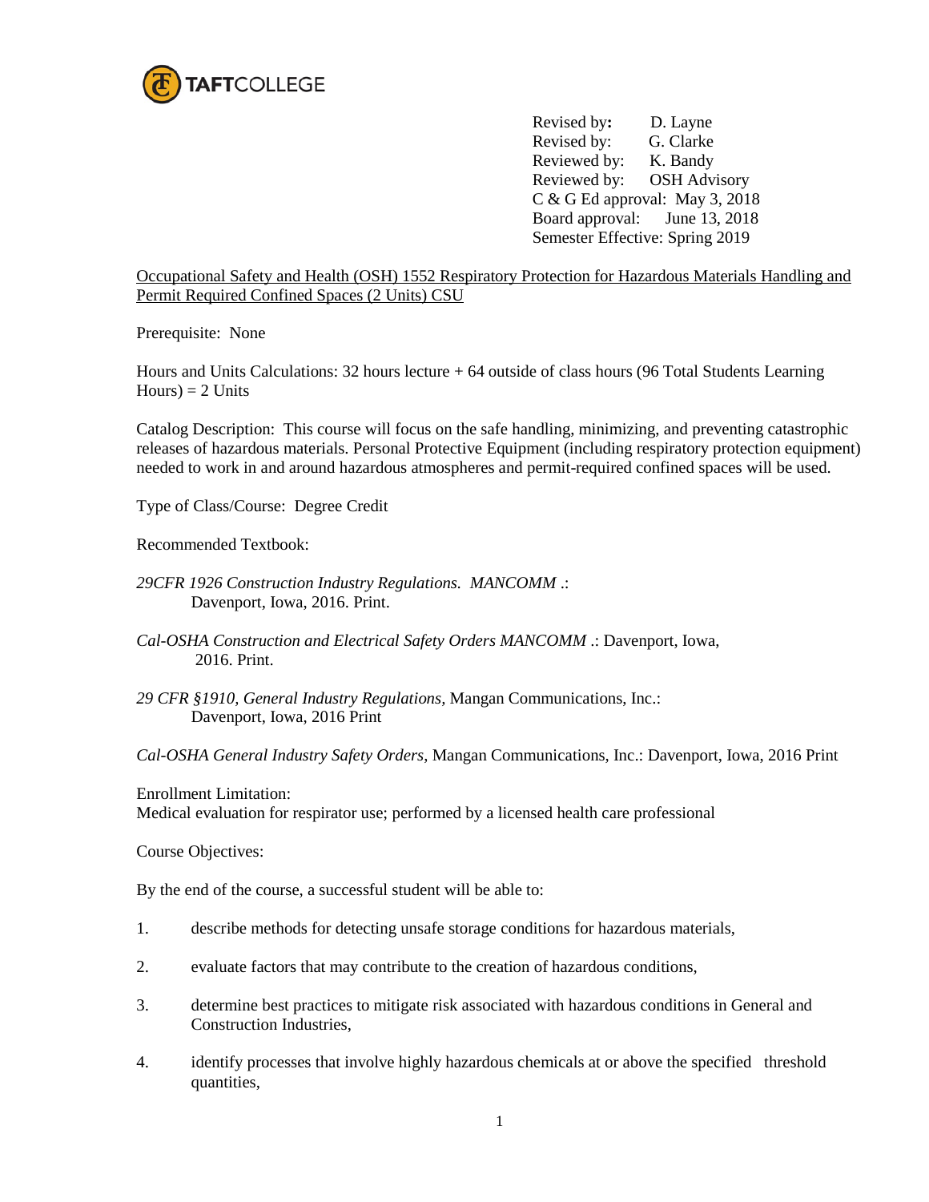TAFTCOLLEGE

Revised by: D. Layne
Revised by: G. Clarke
Reviewed by: K. Bandy
Reviewed by: OSH Advisory
C & G Ed approval: May 3, 2018
Board approval: June 13, 2018
Semester Effective: Spring 2019

Occupational Safety and Health (OSH) 1552 Respiratory Protection for Hazardous Materials Handling and Permit Required Confined Spaces (2 Units) CSU

Prerequisite: None

Hours and Units Calculations: 32 hours lecture + 64 outside of class hours (96 Total Students Learning Hours) = 2 Units

Catalog Description: This course will focus on the safe handling, minimizing, and preventing catastrophic releases of hazardous materials. Personal Protective Equipment (including respiratory protection equipment) needed to work in and around hazardous atmospheres and permit-required confined spaces will be used.

Type of Class/Course: Degree Credit

Recommended Textbook:

*29CFR 1926 Construction Industry Regulations. MANCOMM .*: Davenport, Iowa, 2016. Print.

*Cal-OSHA Construction and Electrical Safety Orders MANCOMM* .: Davenport, Iowa, 2016. Print.

*29 CFR §1910, General Industry Regulations*, Mangan Communications, Inc.: Davenport, Iowa, 2016 Print

*Cal-OSHA General Industry Safety Orders*, Mangan Communications, Inc.: Davenport, Iowa, 2016 Print

Enrollment Limitation:
Medical evaluation for respirator use; performed by a licensed health care professional

Course Objectives:

By the end of the course, a successful student will be able to:

1. describe methods for detecting unsafe storage conditions for hazardous materials,
2. evaluate factors that may contribute to the creation of hazardous conditions,
3. determine best practices to mitigate risk associated with hazardous conditions in General and Construction Industries,
4. identify processes that involve highly hazardous chemicals at or above the specified threshold quantities,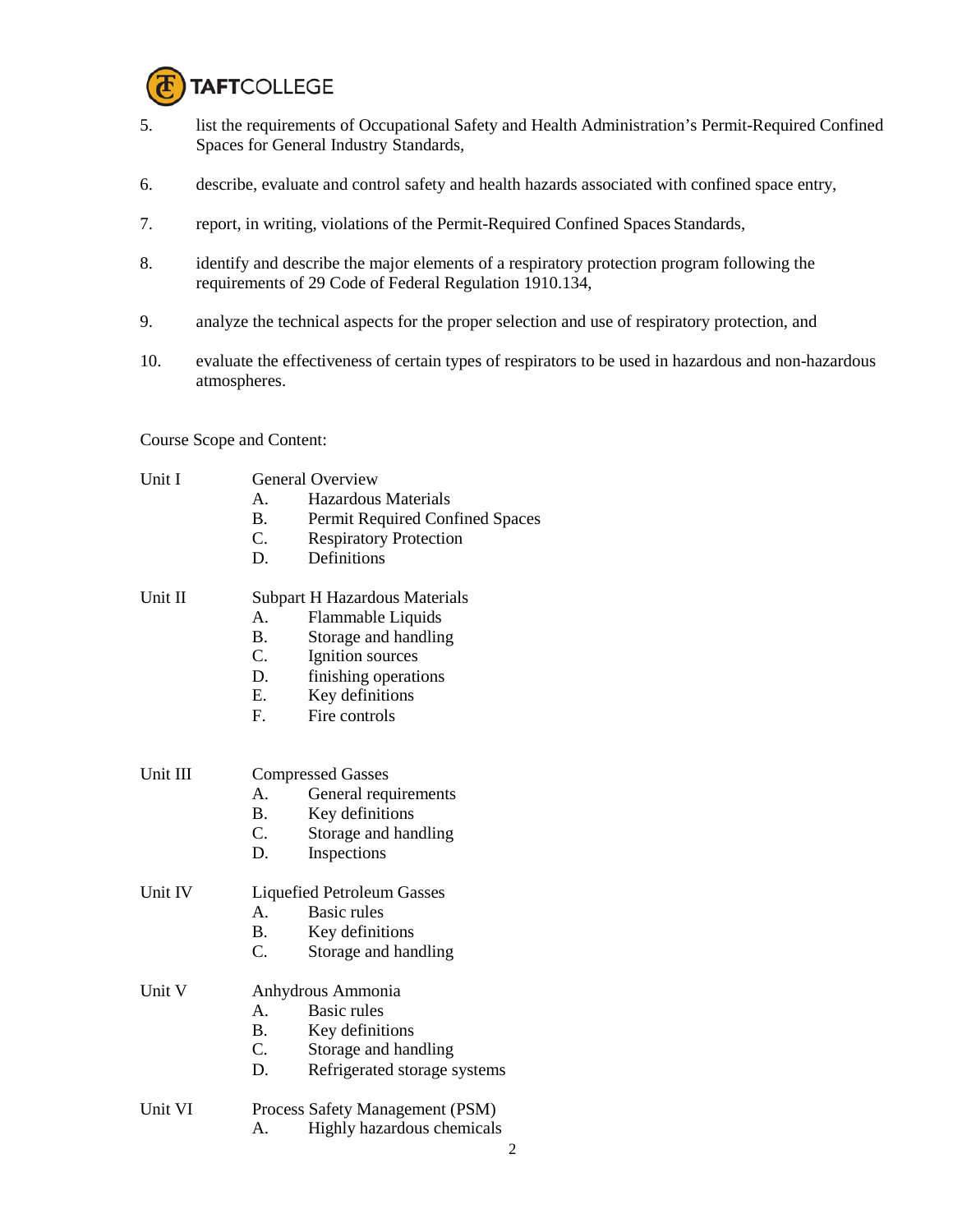5. list the requirements of Occupational Safety and Health Administration's Permit-Required Confined Spaces for General Industry Standards,

6. describe, evaluate and control safety and health hazards associated with confined space entry,

7. report, in writing, violations of the Permit-Required Confined Spaces Standards,

8. identify and describe the major elements of a respiratory protection program following the requirements of 29 Code of Federal Regulation 1910.134,

9. analyze the technical aspects for the proper selection and use of respiratory protection, and

10. evaluate the effectiveness of certain types of respirators to be used in hazardous and non-hazardous atmospheres.

Course Scope and Content:

Unit I General Overview

- A. Hazardous Materials
- B. Permit Required Confined Spaces
- C. Respiratory Protection
- D. Definitions

Unit II Subpart H Hazardous Materials

- A. Flammable Liquids
- B. Storage and handling
- C. Ignition sources
- D. finishing operations
- E. Key definitions
- F. Fire controls

Unit III Compressed Gasses

- A. General requirements
- B. Key definitions
- C. Storage and handling
- D. Inspections

Unit IV Liquefied Petroleum Gasses

- A. Basic rules
- B. Key definitions
- C. Storage and handling

Unit V Anhydrous Ammonia

- A. Basic rules
- B. Key definitions
- C. Storage and handling
- D. Refrigerated storage systems

Unit VI Process Safety Management (PSM)

- A. Highly hazardous chemicals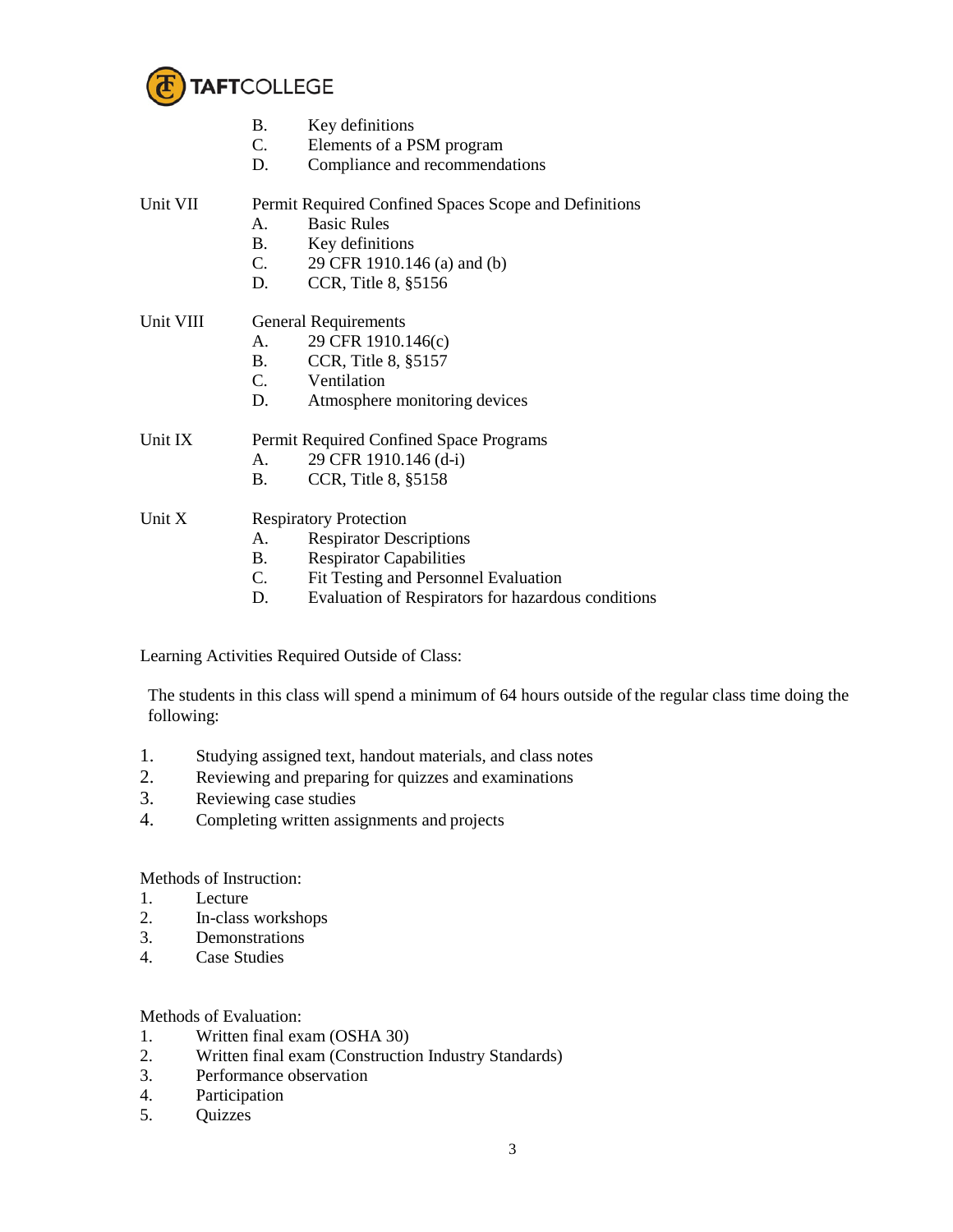B. Key definitions
C. Elements of a PSM program
D. Compliance and recommendations

Unit VII — Permit Required Confined Spaces Scope and Definitions

A. Basic Rules
B. Key definitions
C. 29 CFR 1910.146 (a) and (b)
D. CCR, Title 8, §5156

Unit VIII — General Requirements

A. 29 CFR 1910.146(c)
B. CCR, Title 8, §5157
C. Ventilation
D. Atmosphere monitoring devices

Unit IX — Permit Required Confined Space Programs

A. 29 CFR 1910.146 (d-i)
B. CCR, Title 8, §5158

Unit X — Respiratory Protection

A. Respirator Descriptions
B. Respirator Capabilities
C. Fit Testing and Personnel Evaluation
D. Evaluation of Respirators for hazardous conditions

Learning Activities Required Outside of Class:

The students in this class will spend a minimum of 64 hours outside of the regular class time doing the following:

1. Studying assigned text, handout materials, and class notes
2. Reviewing and preparing for quizzes and examinations
3. Reviewing case studies
4. Completing written assignments and projects

Methods of Instruction:

1. Lecture
2. In-class workshops
3. Demonstrations
4. Case Studies

Methods of Evaluation:

1. Written final exam (OSHA 30)
2. Written final exam (Construction Industry Standards)
3. Performance observation
4. Participation
5. Quizzes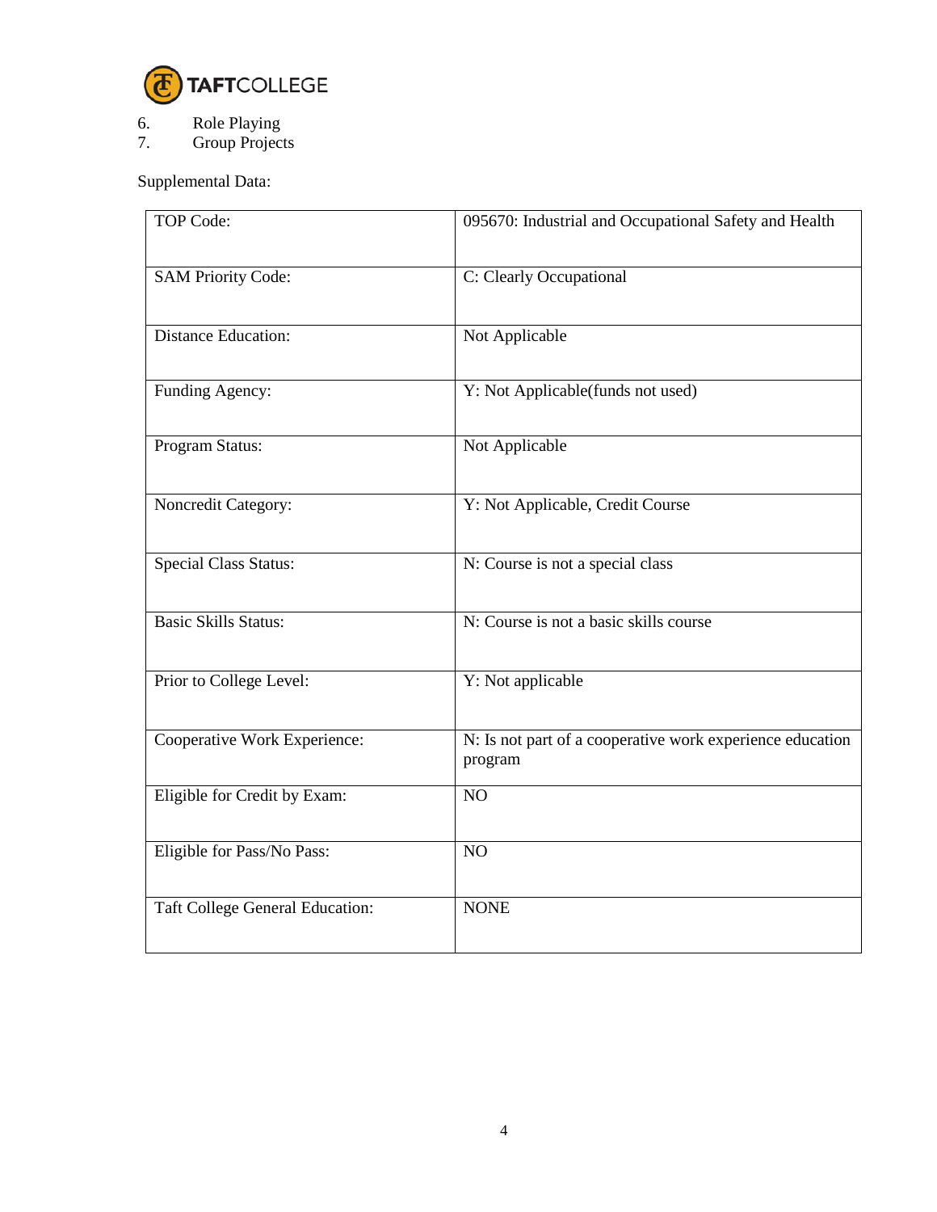6. Role Playing
7. Group Projects

Supplemental Data:

| | |
|---|---|
| TOP Code: | 095670: Industrial and Occupational Safety and Health |
| SAM Priority Code: | C: Clearly Occupational |
| Distance Education: | Not Applicable |
| Funding Agency: | Y: Not Applicable(funds not used) |
| Program Status: | Not Applicable |
| Noncredit Category: | Y: Not Applicable, Credit Course |
| Special Class Status: | N: Course is not a special class |
| Basic Skills Status: | N: Course is not a basic skills course |
| Prior to College Level: | Y: Not applicable |
| Cooperative Work Experience: | N: Is not part of a cooperative work experience education program |
| Eligible for Credit by Exam: | NO |
| Eligible for Pass/No Pass: | NO |
| Taft College General Education: | NONE |